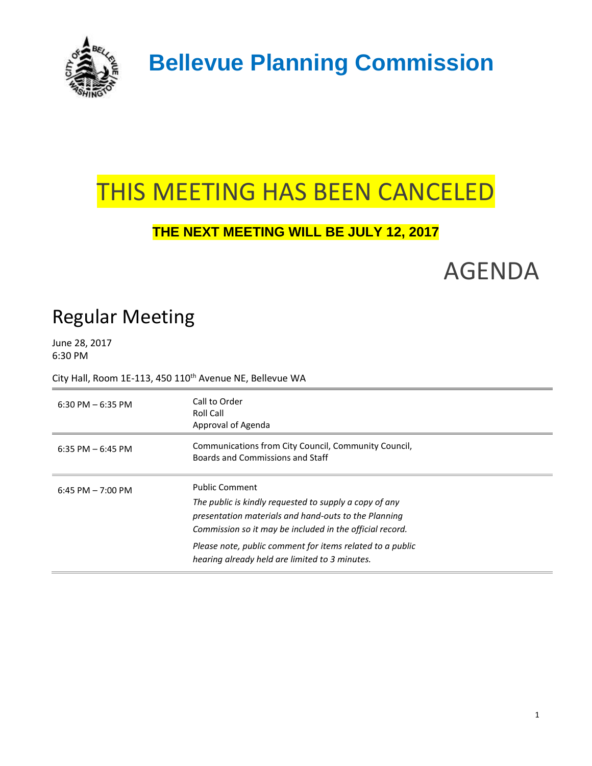# Bellevue Planning Commission

## THIS MEETING HAS BEEN CANCELED

**THE NEXT MEETING WILL BE JULY 12, 2017**

# AGENDA

## Regular Meeting

June 28, 2017
6:30 PM

City Hall, Room 1E-113, 450 110th Avenue NE, Bellevue WA

| | |
|---|---|
| 6:30 PM – 6:35 PM | Call to Order<br>Roll Call<br>Approval of Agenda |
| 6:35 PM – 6:45 PM | Communications from City Council, Community Council, Boards and Commissions and Staff |
| 6:45 PM – 7:00 PM | Public Comment<br>*The public is kindly requested to supply a copy of any presentation materials and hand-outs to the Planning Commission so it may be included in the official record.*<br>*Please note, public comment for items related to a public hearing already held are limited to 3 minutes.* |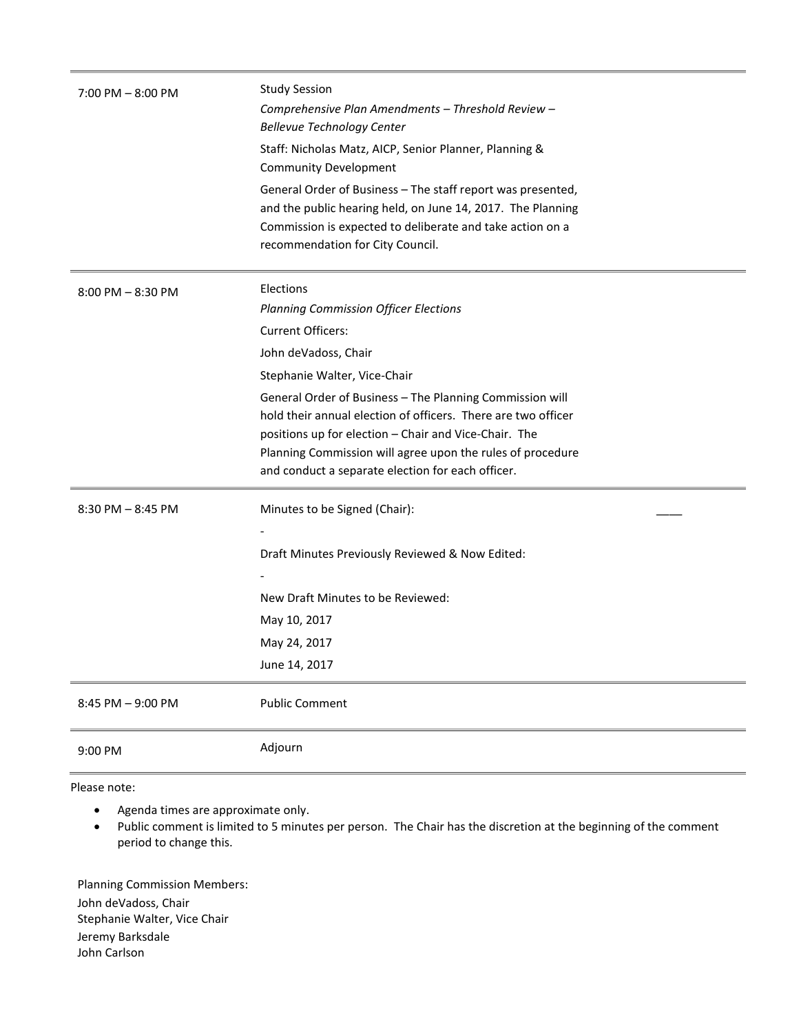| | |
|---|---|
| 7:00 PM – 8:00 PM | Study Session<br>*Comprehensive Plan Amendments – Threshold Review – Bellevue Technology Center*<br>Staff: Nicholas Matz, AICP, Senior Planner, Planning & Community Development<br>General Order of Business – The staff report was presented, and the public hearing held, on June 14, 2017. The Planning Commission is expected to deliberate and take action on a recommendation for City Council. |
| 8:00 PM – 8:30 PM | Elections<br>*Planning Commission Officer Elections*<br>Current Officers:<br>John deVadoss, Chair<br>Stephanie Walter, Vice-Chair<br>General Order of Business – The Planning Commission will hold their annual election of officers. There are two officer positions up for election – Chair and Vice-Chair. The Planning Commission will agree upon the rules of procedure and conduct a separate election for each officer. |
| 8:30 PM – 8:45 PM | Minutes to be Signed (Chair): ____<br>-<br>Draft Minutes Previously Reviewed & Now Edited:<br>-<br>New Draft Minutes to be Reviewed:<br>May 10, 2017<br>May 24, 2017<br>June 14, 2017 |
| 8:45 PM – 9:00 PM | Public Comment |
| 9:00 PM | Adjourn |

Please note:

- Agenda times are approximate only.
- Public comment is limited to 5 minutes per person. The Chair has the discretion at the beginning of the comment period to change this.

Planning Commission Members:
John deVadoss, Chair
Stephanie Walter, Vice Chair
Jeremy Barksdale
John Carlson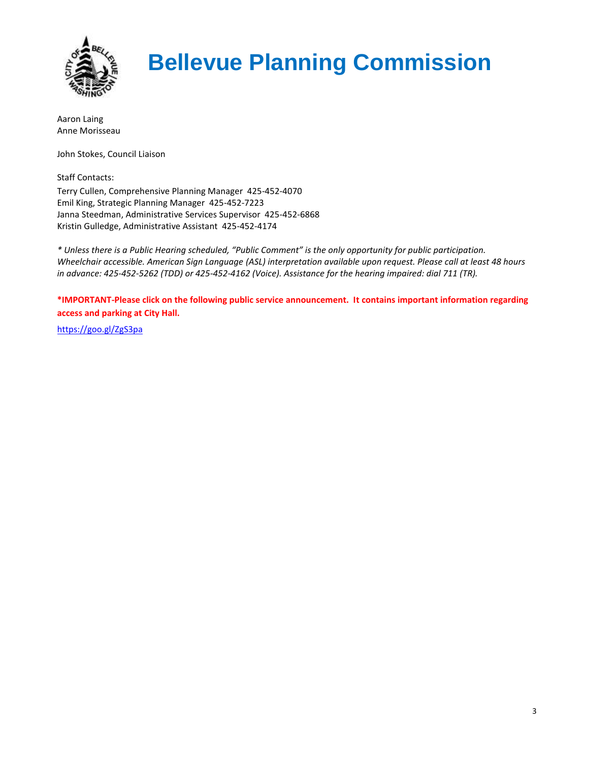# Bellevue Planning Commission

Aaron Laing
Anne Morisseau

John Stokes, Council Liaison

Staff Contacts:
Terry Cullen, Comprehensive Planning Manager 425-452-4070
Emil King, Strategic Planning Manager 425-452-7223
Janna Steedman, Administrative Services Supervisor 425-452-6868
Kristin Gulledge, Administrative Assistant 425-452-4174

*\* Unless there is a Public Hearing scheduled, "Public Comment" is the only opportunity for public participation. Wheelchair accessible. American Sign Language (ASL) interpretation available upon request. Please call at least 48 hours in advance: 425-452-5262 (TDD) or 425-452-4162 (Voice). Assistance for the hearing impaired: dial 711 (TR).*

**\*IMPORTANT-Please click on the following public service announcement. It contains important information regarding access and parking at City Hall.**

https://goo.gl/ZgS3pa